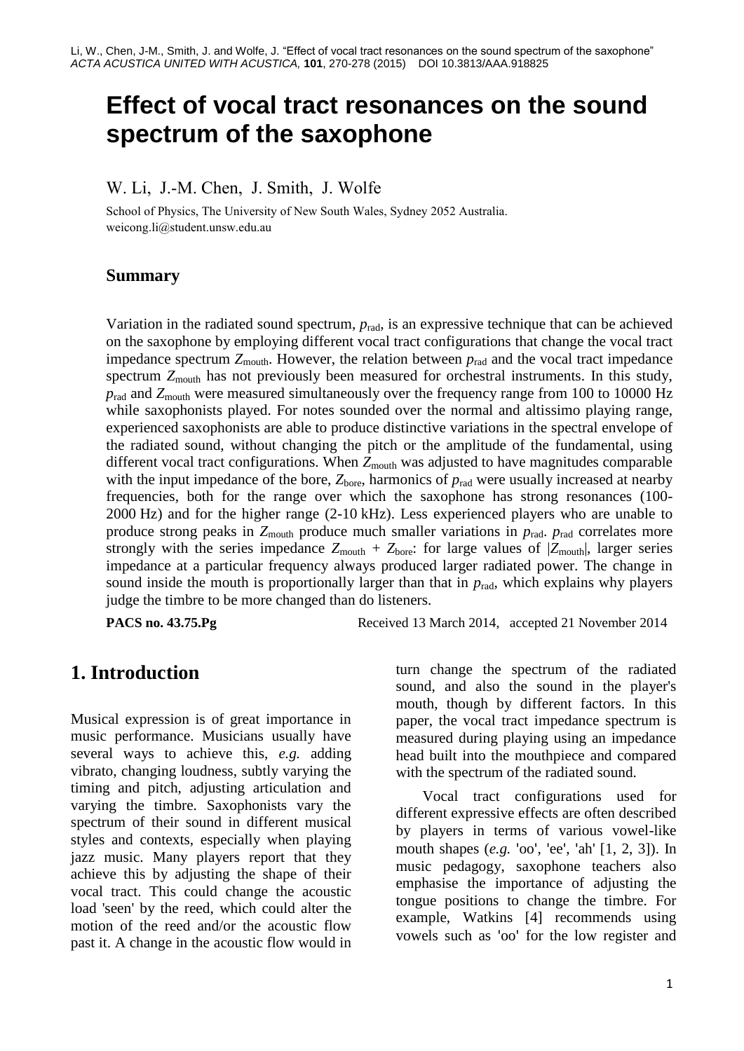Li, W., Chen, J-M., Smith, J. and Wolfe, J. "Effect of vocal tract resonances on the sound spectrum of the saxophone" *ACTA ACUSTICA UNITED WITH ACUSTICA*, **101**, 270-278 (2015) DOI 10.3813/AAA.918825

# Effect of vocal tract resonances on the sound spectrum of the saxophone

W. Li, J.-M. Chen, J. Smith, J. Wolfe

School of Physics, The University of New South Wales, Sydney 2052 Australia.
weicong.li@student.unsw.edu.au

## Summary

Variation in the radiated sound spectrum, $p_{rad}$, is an expressive technique that can be achieved on the saxophone by employing different vocal tract configurations that change the vocal tract impedance spectrum $Z_{mouth}$. However, the relation between $p_{rad}$ and the vocal tract impedance spectrum $Z_{mouth}$ has not previously been measured for orchestral instruments. In this study, $p_{rad}$ and $Z_{mouth}$ were measured simultaneously over the frequency range from 100 to 10000 Hz while saxophonists played. For notes sounded over the normal and altissimo playing range, experienced saxophonists are able to produce distinctive variations in the spectral envelope of the radiated sound, without changing the pitch or the amplitude of the fundamental, using different vocal tract configurations. When $Z_{mouth}$ was adjusted to have magnitudes comparable with the input impedance of the bore, $Z_{bore}$, harmonics of $p_{rad}$ were usually increased at nearby frequencies, both for the range over which the saxophone has strong resonances (100-2000 Hz) and for the higher range (2-10 kHz). Less experienced players who are unable to produce strong peaks in $Z_{mouth}$ produce much smaller variations in $p_{rad}$. $p_{rad}$ correlates more strongly with the series impedance $Z_{mouth} + Z_{bore}$: for large values of $|Z_{mouth}|$, larger series impedance at a particular frequency always produced larger radiated power. The change in sound inside the mouth is proportionally larger than that in $p_{rad}$, which explains why players judge the timbre to be more changed than do listeners.

**PACS no. 43.75.Pg** Received 13 March 2014, accepted 21 November 2014

# 1. Introduction

Musical expression is of great importance in music performance. Musicians usually have several ways to achieve this, *e.g.* adding vibrato, changing loudness, subtly varying the timing and pitch, adjusting articulation and varying the timbre. Saxophonists vary the spectrum of their sound in different musical styles and contexts, especially when playing jazz music. Many players report that they achieve this by adjusting the shape of their vocal tract. This could change the acoustic load 'seen' by the reed, which could alter the motion of the reed and/or the acoustic flow past it. A change in the acoustic flow would in turn change the spectrum of the radiated sound, and also the sound in the player's mouth, though by different factors. In this paper, the vocal tract impedance spectrum is measured during playing using an impedance head built into the mouthpiece and compared with the spectrum of the radiated sound.

Vocal tract configurations used for different expressive effects are often described by players in terms of various vowel-like mouth shapes (*e.g.* 'oo', 'ee', 'ah' [1, 2, 3]). In music pedagogy, saxophone teachers also emphasise the importance of adjusting the tongue positions to change the timbre. For example, Watkins [4] recommends using vowels such as 'oo' for the low register and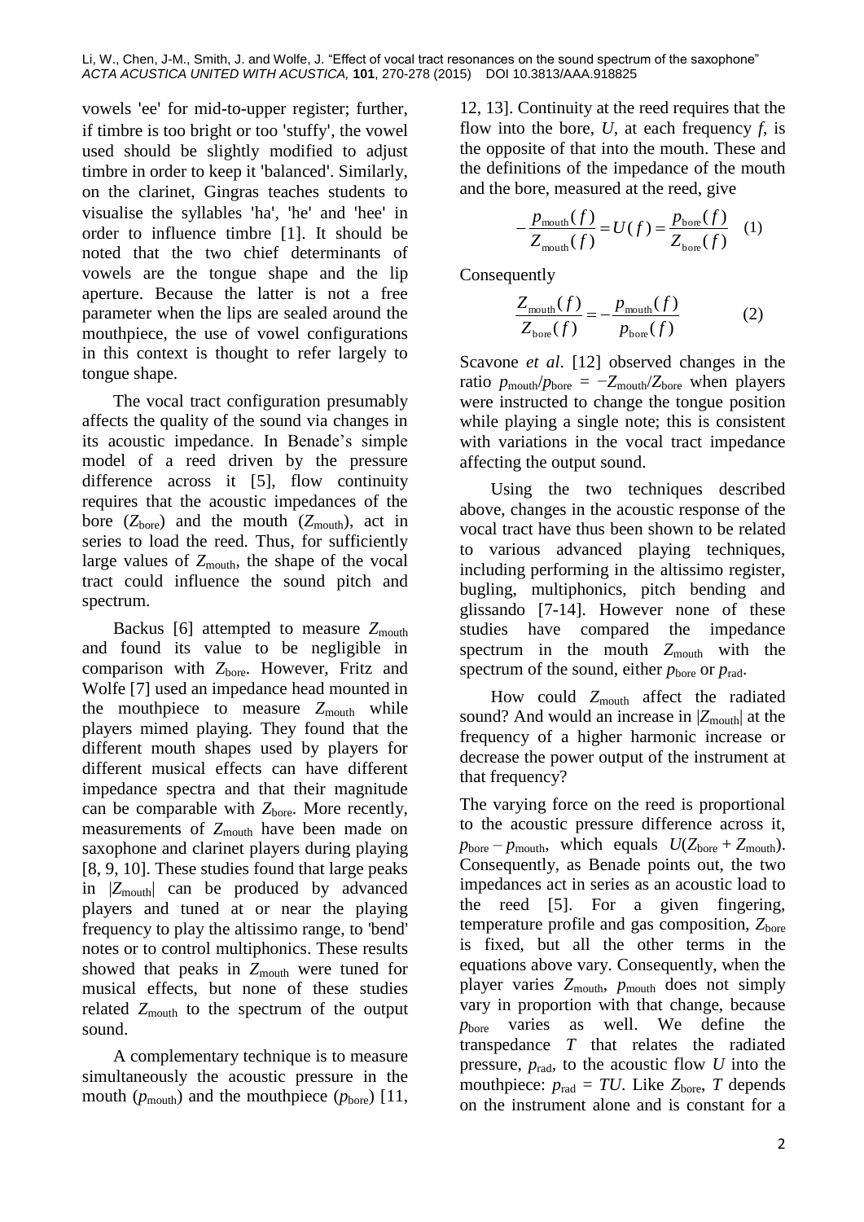vowels 'ee' for mid-to-upper register; further, if timbre is too bright or too 'stuffy', the vowel used should be slightly modified to adjust timbre in order to keep it 'balanced'. Similarly, on the clarinet, Gingras teaches students to visualise the syllables 'ha', 'he' and 'hee' in order to influence timbre [1]. It should be noted that the two chief determinants of vowels are the tongue shape and the lip aperture. Because the latter is not a free parameter when the lips are sealed around the mouthpiece, the use of vowel configurations in this context is thought to refer largely to tongue shape.

The vocal tract configuration presumably affects the quality of the sound via changes in its acoustic impedance. In Benade's simple model of a reed driven by the pressure difference across it [5], flow continuity requires that the acoustic impedances of the bore ($Z_{\text{bore}}$) and the mouth ($Z_{\text{mouth}}$), act in series to load the reed. Thus, for sufficiently large values of $Z_{\text{mouth}}$, the shape of the vocal tract could influence the sound pitch and spectrum.

Backus [6] attempted to measure $Z_{\text{mouth}}$ and found its value to be negligible in comparison with $Z_{\text{bore}}$. However, Fritz and Wolfe [7] used an impedance head mounted in the mouthpiece to measure $Z_{\text{mouth}}$ while players mimed playing. They found that the different mouth shapes used by players for different musical effects can have different impedance spectra and that their magnitude can be comparable with $Z_{\text{bore}}$. More recently, measurements of $Z_{\text{mouth}}$ have been made on saxophone and clarinet players during playing [8, 9, 10]. These studies found that large peaks in $|Z_{\text{mouth}}|$ can be produced by advanced players and tuned at or near the playing frequency to play the altissimo range, to 'bend' notes or to control multiphonics. These results showed that peaks in $Z_{\text{mouth}}$ were tuned for musical effects, but none of these studies related $Z_{\text{mouth}}$ to the spectrum of the output sound.

A complementary technique is to measure simultaneously the acoustic pressure in the mouth ($p_{\text{mouth}}$) and the mouthpiece ($p_{\text{bore}}$) [11, 12, 13]. Continuity at the reed requires that the flow into the bore, $U$, at each frequency $f$, is the opposite of that into the mouth. These and the definitions of the impedance of the mouth and the bore, measured at the reed, give

$$-\frac{p_{\text{mouth}}(f)}{Z_{\text{mouth}}(f)} = U(f) = \frac{p_{\text{bore}}(f)}{Z_{\text{bore}}(f)} \quad (1)$$

Consequently

$$\frac{Z_{\text{mouth}}(f)}{Z_{\text{bore}}(f)} = -\frac{p_{\text{mouth}}(f)}{p_{\text{bore}}(f)} \quad (2)$$

Scavone *et al*. [12] observed changes in the ratio $p_{\text{mouth}}/p_{\text{bore}} = -Z_{\text{mouth}}/Z_{\text{bore}}$ when players were instructed to change the tongue position while playing a single note; this is consistent with variations in the vocal tract impedance affecting the output sound.

Using the two techniques described above, changes in the acoustic response of the vocal tract have thus been shown to be related to various advanced playing techniques, including performing in the altissimo register, bugling, multiphonics, pitch bending and glissando [7-14]. However none of these studies have compared the impedance spectrum in the mouth $Z_{\text{mouth}}$ with the spectrum of the sound, either $p_{\text{bore}}$ or $p_{\text{rad}}$.

How could $Z_{\text{mouth}}$ affect the radiated sound? And would an increase in $|Z_{\text{mouth}}|$ at the frequency of a higher harmonic increase or decrease the power output of the instrument at that frequency?

The varying force on the reed is proportional to the acoustic pressure difference across it, $p_{\text{bore}} - p_{\text{mouth}}$, which equals $U(Z_{\text{bore}} + Z_{\text{mouth}})$. Consequently, as Benade points out, the two impedances act in series as an acoustic load to the reed [5]. For a given fingering, temperature profile and gas composition, $Z_{\text{bore}}$ is fixed, but all the other terms in the equations above vary. Consequently, when the player varies $Z_{\text{mouth}}$, $p_{\text{mouth}}$ does not simply vary in proportion with that change, because $p_{\text{bore}}$ varies as well. We define the transpedance $T$ that relates the radiated pressure, $p_{\text{rad}}$, to the acoustic flow $U$ into the mouthpiece: $p_{\text{rad}} = TU$. Like $Z_{\text{bore}}$, $T$ depends on the instrument alone and is constant for a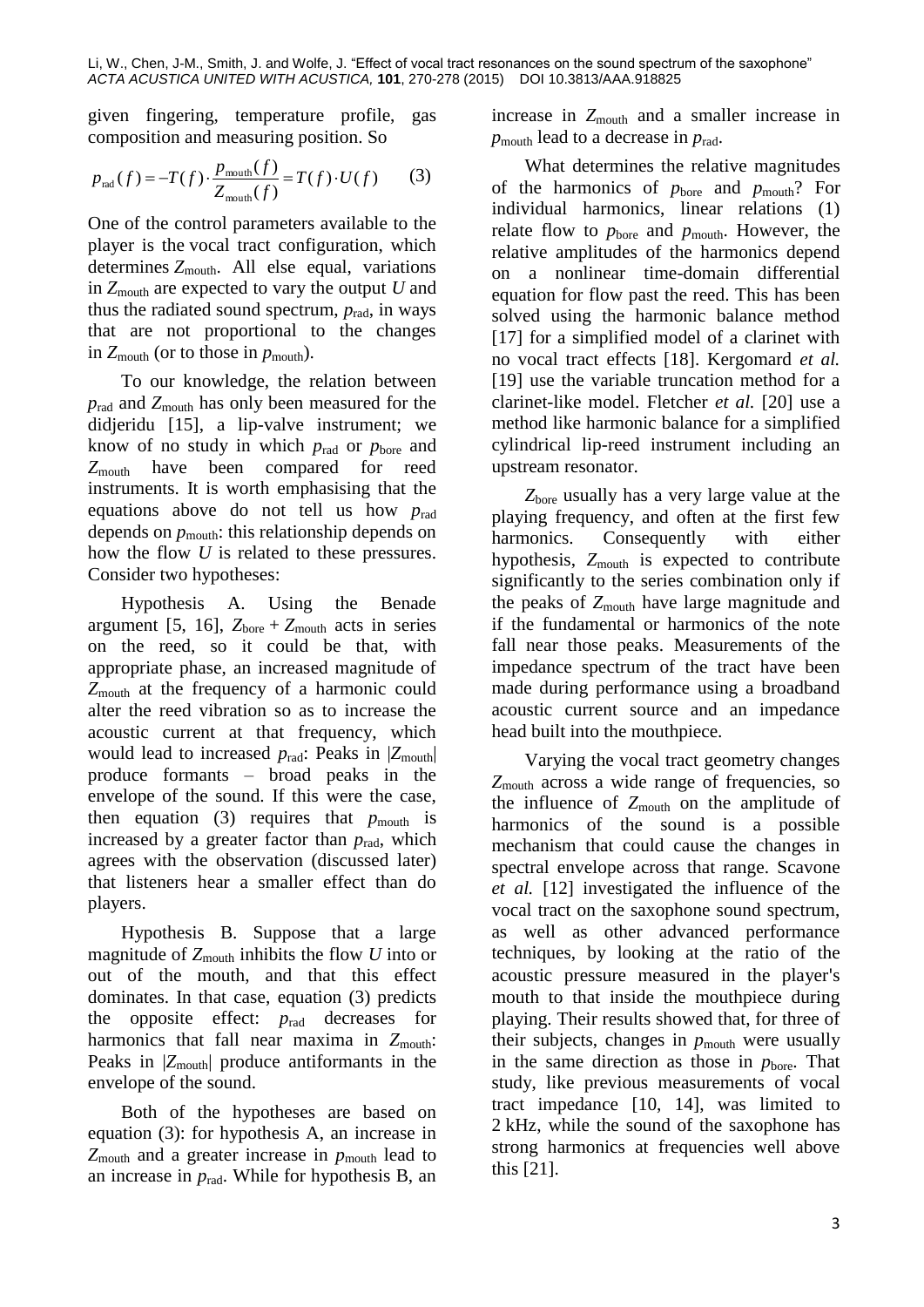given fingering, temperature profile, gas composition and measuring position. So

$$p_{\mathrm{rad}}(f) = -T(f) \cdot \frac{p_{\mathrm{mouth}}(f)}{Z_{\mathrm{mouth}}(f)} = T(f) \cdot U(f) \qquad (3)$$

One of the control parameters available to the player is the vocal tract configuration, which determines $Z_{\mathrm{mouth}}$. All else equal, variations in $Z_{\mathrm{mouth}}$ are expected to vary the output $U$ and thus the radiated sound spectrum, $p_{\mathrm{rad}}$, in ways that are not proportional to the changes in $Z_{\mathrm{mouth}}$ (or to those in $p_{\mathrm{mouth}}$).

To our knowledge, the relation between $p_{\mathrm{rad}}$ and $Z_{\mathrm{mouth}}$ has only been measured for the didjeridu [15], a lip-valve instrument; we know of no study in which $p_{\mathrm{rad}}$ or $p_{\mathrm{bore}}$ and $Z_{\mathrm{mouth}}$ have been compared for reed instruments. It is worth emphasising that the equations above do not tell us how $p_{\mathrm{rad}}$ depends on $p_{\mathrm{mouth}}$: this relationship depends on how the flow $U$ is related to these pressures. Consider two hypotheses:

Hypothesis A. Using the Benade argument [5, 16], $Z_{\mathrm{bore}} + Z_{\mathrm{mouth}}$ acts in series on the reed, so it could be that, with appropriate phase, an increased magnitude of $Z_{\mathrm{mouth}}$ at the frequency of a harmonic could alter the reed vibration so as to increase the acoustic current at that frequency, which would lead to increased $p_{\mathrm{rad}}$: Peaks in $|Z_{\mathrm{mouth}}|$ produce formants – broad peaks in the envelope of the sound. If this were the case, then equation (3) requires that $p_{\mathrm{mouth}}$ is increased by a greater factor than $p_{\mathrm{rad}}$, which agrees with the observation (discussed later) that listeners hear a smaller effect than do players.

Hypothesis B. Suppose that a large magnitude of $Z_{\mathrm{mouth}}$ inhibits the flow $U$ into or out of the mouth, and that this effect dominates. In that case, equation (3) predicts the opposite effect: $p_{\mathrm{rad}}$ decreases for harmonics that fall near maxima in $Z_{\mathrm{mouth}}$: Peaks in $|Z_{\mathrm{mouth}}|$ produce antiformants in the envelope of the sound.

Both of the hypotheses are based on equation (3): for hypothesis A, an increase in $Z_{\mathrm{mouth}}$ and a greater increase in $p_{\mathrm{mouth}}$ lead to an increase in $p_{\mathrm{rad}}$. While for hypothesis B, an increase in $Z_{\mathrm{mouth}}$ and a smaller increase in $p_{\mathrm{mouth}}$ lead to a decrease in $p_{\mathrm{rad}}$.

What determines the relative magnitudes of the harmonics of $p_{\mathrm{bore}}$ and $p_{\mathrm{mouth}}$? For individual harmonics, linear relations (1) relate flow to $p_{\mathrm{bore}}$ and $p_{\mathrm{mouth}}$. However, the relative amplitudes of the harmonics depend on a nonlinear time-domain differential equation for flow past the reed. This has been solved using the harmonic balance method [17] for a simplified model of a clarinet with no vocal tract effects [18]. Kergomard *et al.* [19] use the variable truncation method for a clarinet-like model. Fletcher *et al.* [20] use a method like harmonic balance for a simplified cylindrical lip-reed instrument including an upstream resonator.

$Z_{\mathrm{bore}}$ usually has a very large value at the playing frequency, and often at the first few harmonics. Consequently with either hypothesis, $Z_{\mathrm{mouth}}$ is expected to contribute significantly to the series combination only if the peaks of $Z_{\mathrm{mouth}}$ have large magnitude and if the fundamental or harmonics of the note fall near those peaks. Measurements of the impedance spectrum of the tract have been made during performance using a broadband acoustic current source and an impedance head built into the mouthpiece.

Varying the vocal tract geometry changes $Z_{\mathrm{mouth}}$ across a wide range of frequencies, so the influence of $Z_{\mathrm{mouth}}$ on the amplitude of harmonics of the sound is a possible mechanism that could cause the changes in spectral envelope across that range. Scavone *et al.* [12] investigated the influence of the vocal tract on the saxophone sound spectrum, as well as other advanced performance techniques, by looking at the ratio of the acoustic pressure measured in the player's mouth to that inside the mouthpiece during playing. Their results showed that, for three of their subjects, changes in $p_{\mathrm{mouth}}$ were usually in the same direction as those in $p_{\mathrm{bore}}$. That study, like previous measurements of vocal tract impedance [10, 14], was limited to 2 kHz, while the sound of the saxophone has strong harmonics at frequencies well above this [21].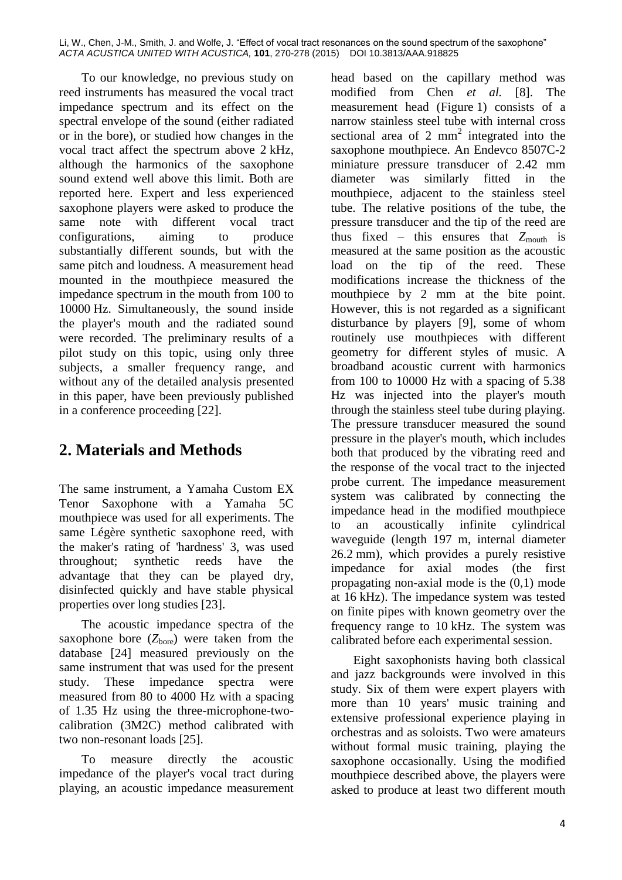To our knowledge, no previous study on reed instruments has measured the vocal tract impedance spectrum and its effect on the spectral envelope of the sound (either radiated or in the bore), or studied how changes in the vocal tract affect the spectrum above 2 kHz, although the harmonics of the saxophone sound extend well above this limit. Both are reported here. Expert and less experienced saxophone players were asked to produce the same note with different vocal tract configurations, aiming to produce substantially different sounds, but with the same pitch and loudness. A measurement head mounted in the mouthpiece measured the impedance spectrum in the mouth from 100 to 10000 Hz. Simultaneously, the sound inside the player's mouth and the radiated sound were recorded. The preliminary results of a pilot study on this topic, using only three subjects, a smaller frequency range, and without any of the detailed analysis presented in this paper, have been previously published in a conference proceeding [22].

## 2. Materials and Methods

The same instrument, a Yamaha Custom EX Tenor Saxophone with a Yamaha 5C mouthpiece was used for all experiments. The same Légère synthetic saxophone reed, with the maker's rating of 'hardness' 3, was used throughout; synthetic reeds have the advantage that they can be played dry, disinfected quickly and have stable physical properties over long studies [23].

The acoustic impedance spectra of the saxophone bore ($Z_{\mathrm{bore}}$) were taken from the database [24] measured previously on the same instrument that was used for the present study. These impedance spectra were measured from 80 to 4000 Hz with a spacing of 1.35 Hz using the three-microphone-two-calibration (3M2C) method calibrated with two non-resonant loads [25].

To measure directly the acoustic impedance of the player's vocal tract during playing, an acoustic impedance measurement head based on the capillary method was modified from Chen *et al.* [8]. The measurement head (Figure 1) consists of a narrow stainless steel tube with internal cross sectional area of 2 mm$^2$ integrated into the saxophone mouthpiece. An Endevco 8507C-2 miniature pressure transducer of 2.42 mm diameter was similarly fitted in the mouthpiece, adjacent to the stainless steel tube. The relative positions of the tube, the pressure transducer and the tip of the reed are thus fixed – this ensures that $Z_{\mathrm{mouth}}$ is measured at the same position as the acoustic load on the tip of the reed. These modifications increase the thickness of the mouthpiece by 2 mm at the bite point. However, this is not regarded as a significant disturbance by players [9], some of whom routinely use mouthpieces with different geometry for different styles of music. A broadband acoustic current with harmonics from 100 to 10000 Hz with a spacing of 5.38 Hz was injected into the player's mouth through the stainless steel tube during playing. The pressure transducer measured the sound pressure in the player's mouth, which includes both that produced by the vibrating reed and the response of the vocal tract to the injected probe current. The impedance measurement system was calibrated by connecting the impedance head in the modified mouthpiece to an acoustically infinite cylindrical waveguide (length 197 m, internal diameter 26.2 mm), which provides a purely resistive impedance for axial modes (the first propagating non-axial mode is the (0,1) mode at 16 kHz). The impedance system was tested on finite pipes with known geometry over the frequency range to 10 kHz. The system was calibrated before each experimental session.

Eight saxophonists having both classical and jazz backgrounds were involved in this study. Six of them were expert players with more than 10 years' music training and extensive professional experience playing in orchestras and as soloists. Two were amateurs without formal music training, playing the saxophone occasionally. Using the modified mouthpiece described above, the players were asked to produce at least two different mouth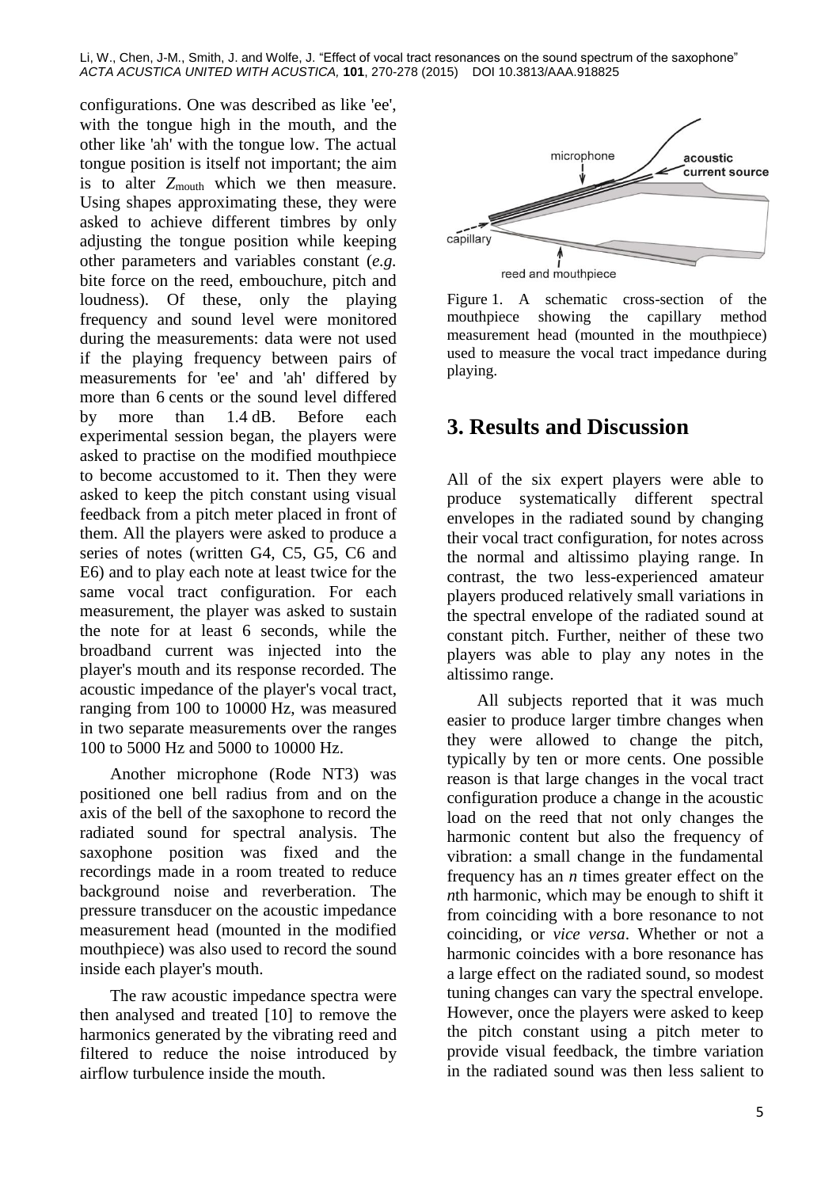configurations. One was described as like 'ee', with the tongue high in the mouth, and the other like 'ah' with the tongue low. The actual tongue position is itself not important; the aim is to alter $Z_{\text{mouth}}$ which we then measure. Using shapes approximating these, they were asked to achieve different timbres by only adjusting the tongue position while keeping other parameters and variables constant (*e.g.* bite force on the reed, embouchure, pitch and loudness). Of these, only the playing frequency and sound level were monitored during the measurements: data were not used if the playing frequency between pairs of measurements for 'ee' and 'ah' differed by more than 6 cents or the sound level differed by more than 1.4 dB. Before each experimental session began, the players were asked to practise on the modified mouthpiece to become accustomed to it. Then they were asked to keep the pitch constant using visual feedback from a pitch meter placed in front of them. All the players were asked to produce a series of notes (written G4, C5, G5, C6 and E6) and to play each note at least twice for the same vocal tract configuration. For each measurement, the player was asked to sustain the note for at least 6 seconds, while the broadband current was injected into the player's mouth and its response recorded. The acoustic impedance of the player's vocal tract, ranging from 100 to 10000 Hz, was measured in two separate measurements over the ranges 100 to 5000 Hz and 5000 to 10000 Hz.

Another microphone (Rode NT3) was positioned one bell radius from and on the axis of the bell of the saxophone to record the radiated sound for spectral analysis. The saxophone position was fixed and the recordings made in a room treated to reduce background noise and reverberation. The pressure transducer on the acoustic impedance measurement head (mounted in the modified mouthpiece) was also used to record the sound inside each player's mouth.

The raw acoustic impedance spectra were then analysed and treated [10] to remove the harmonics generated by the vibrating reed and filtered to reduce the noise introduced by airflow turbulence inside the mouth.

Figure 1. A schematic cross-section of the mouthpiece showing the capillary method measurement head (mounted in the mouthpiece) used to measure the vocal tract impedance during playing.

# 3. Results and Discussion

All of the six expert players were able to produce systematically different spectral envelopes in the radiated sound by changing their vocal tract configuration, for notes across the normal and altissimo playing range. In contrast, the two less-experienced amateur players produced relatively small variations in the spectral envelope of the radiated sound at constant pitch. Further, neither of these two players was able to play any notes in the altissimo range.

All subjects reported that it was much easier to produce larger timbre changes when they were allowed to change the pitch, typically by ten or more cents. One possible reason is that large changes in the vocal tract configuration produce a change in the acoustic load on the reed that not only changes the harmonic content but also the frequency of vibration: a small change in the fundamental frequency has an $n$ times greater effect on the $n$th harmonic, which may be enough to shift it from coinciding with a bore resonance to not coinciding, or *vice versa*. Whether or not a harmonic coincides with a bore resonance has a large effect on the radiated sound, so modest tuning changes can vary the spectral envelope. However, once the players were asked to keep the pitch constant using a pitch meter to provide visual feedback, the timbre variation in the radiated sound was then less salient to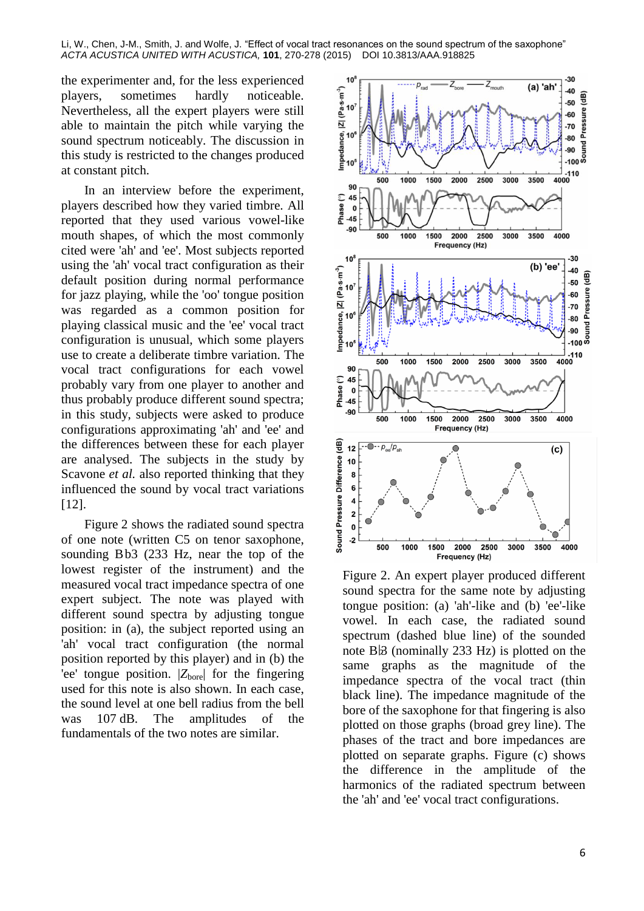the experimenter and, for the less experienced players, sometimes hardly noticeable. Nevertheless, all the expert players were still able to maintain the pitch while varying the sound spectrum noticeably. The discussion in this study is restricted to the changes produced at constant pitch.

In an interview before the experiment, players described how they varied timbre. All reported that they used various vowel-like mouth shapes, of which the most commonly cited were 'ah' and 'ee'. Most subjects reported using the 'ah' vocal tract configuration as their default position during normal performance for jazz playing, while the 'oo' tongue position was regarded as a common position for playing classical music and the 'ee' vocal tract configuration is unusual, which some players use to create a deliberate timbre variation. The vocal tract configurations for each vowel probably vary from one player to another and thus probably produce different sound spectra; in this study, subjects were asked to produce configurations approximating 'ah' and 'ee' and the differences between these for each player are analysed. The subjects in the study by Scavone *et al.* also reported thinking that they influenced the sound by vocal tract variations [12].

Figure 2 shows the radiated sound spectra of one note (written C5 on tenor saxophone, sounding B♭3 (233 Hz, near the top of the lowest register of the instrument) and the measured vocal tract impedance spectra of one expert subject. The note was played with different sound spectra by adjusting tongue position: in (a), the subject reported using an 'ah' vocal tract configuration (the normal position reported by this player) and in (b) the 'ee' tongue position. $|Z_{\text{bore}}|$ for the fingering used for this note is also shown. In each case, the sound level at one bell radius from the bell was 107 dB. The amplitudes of the fundamentals of the two notes are similar.

Figure 2. An expert player produced different sound spectra for the same note by adjusting tongue position: (a) 'ah'-like and (b) 'ee'-like vowel. In each case, the radiated sound spectrum (dashed blue line) of the sounded note B♭3 (nominally 233 Hz) is plotted on the same graphs as the magnitude of the impedance spectra of the vocal tract (thin black line). The impedance magnitude of the bore of the saxophone for that fingering is also plotted on those graphs (broad grey line). The phases of the tract and bore impedances are plotted on separate graphs. Figure (c) shows the difference in the amplitude of the harmonics of the radiated spectrum between the 'ah' and 'ee' vocal tract configurations.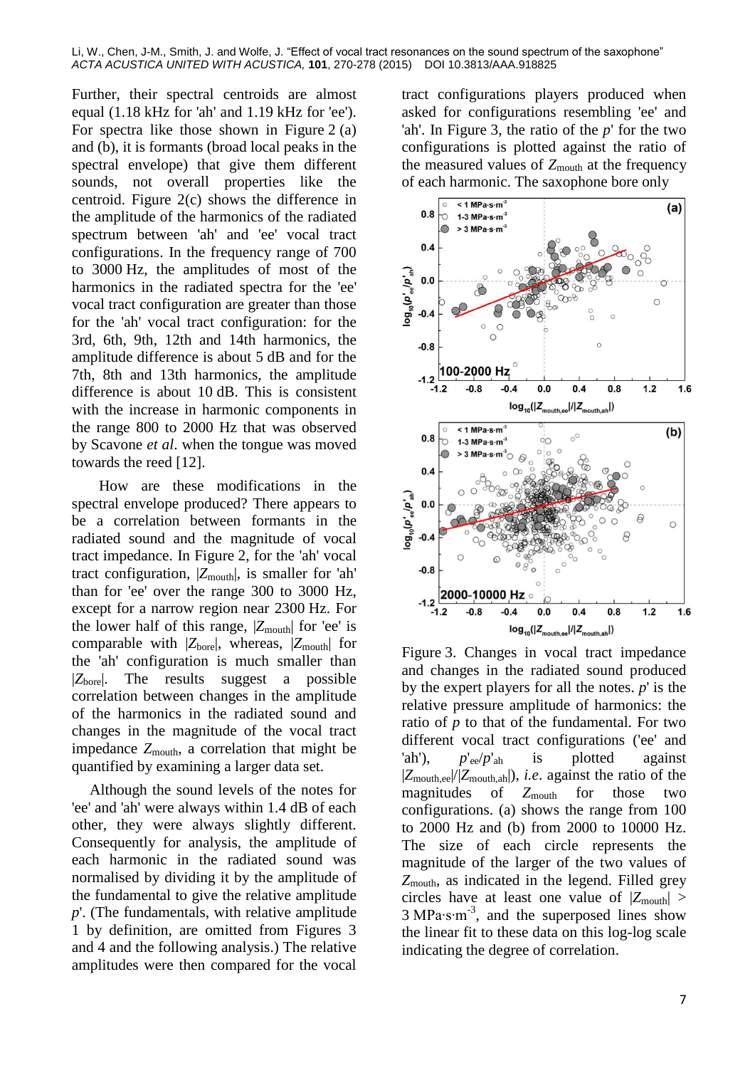Further, their spectral centroids are almost equal (1.18 kHz for 'ah' and 1.19 kHz for 'ee'). For spectra like those shown in Figure 2 (a) and (b), it is formants (broad local peaks in the spectral envelope) that give them different sounds, not overall properties like the centroid. Figure 2(c) shows the difference in the amplitude of the harmonics of the radiated spectrum between 'ah' and 'ee' vocal tract configurations. In the frequency range of 700 to 3000 Hz, the amplitudes of most of the harmonics in the radiated spectra for the 'ee' vocal tract configuration are greater than those for the 'ah' vocal tract configuration: for the 3rd, 6th, 9th, 12th and 14th harmonics, the amplitude difference is about 5 dB and for the 7th, 8th and 13th harmonics, the amplitude difference is about 10 dB. This is consistent with the increase in harmonic components in the range 800 to 2000 Hz that was observed by Scavone *et al*. when the tongue was moved towards the reed [12].

How are these modifications in the spectral envelope produced? There appears to be a correlation between formants in the radiated sound and the magnitude of vocal tract impedance. In Figure 2, for the 'ah' vocal tract configuration, $|Z_{mouth}|$, is smaller for 'ah' than for 'ee' over the range 300 to 3000 Hz, except for a narrow region near 2300 Hz. For the lower half of this range, $|Z_{mouth}|$ for 'ee' is comparable with $|Z_{bore}|$, whereas, $|Z_{mouth}|$ for the 'ah' configuration is much smaller than $|Z_{bore}|$. The results suggest a possible correlation between changes in the amplitude of the harmonics in the radiated sound and changes in the magnitude of the vocal tract impedance $Z_{mouth}$, a correlation that might be quantified by examining a larger data set.

Although the sound levels of the notes for 'ee' and 'ah' were always within 1.4 dB of each other, they were always slightly different. Consequently for analysis, the amplitude of each harmonic in the radiated sound was normalised by dividing it by the amplitude of the fundamental to give the relative amplitude $p'$. (The fundamentals, with relative amplitude 1 by definition, are omitted from Figures 3 and 4 and the following analysis.) The relative amplitudes were then compared for the vocal tract configurations players produced when asked for configurations resembling 'ee' and 'ah'. In Figure 3, the ratio of the $p'$ for the two configurations is plotted against the ratio of the measured values of $Z_{mouth}$ at the frequency of each harmonic. The saxophone bore only

Figure 3. Changes in vocal tract impedance and changes in the radiated sound produced by the expert players for all the notes. $p'$ is the relative pressure amplitude of harmonics: the ratio of $p$ to that of the fundamental. For two different vocal tract configurations ('ee' and 'ah'), $p'_{ee}/p'_{ah}$ is plotted against $|Z_{mouth,ee}|/|Z_{mouth,ah}|$), *i.e*. against the ratio of the magnitudes of $Z_{mouth}$ for those two configurations. (a) shows the range from 100 to 2000 Hz and (b) from 2000 to 10000 Hz. The size of each circle represents the magnitude of the larger of the two values of $Z_{mouth}$, as indicated in the legend. Filled grey circles have at least one value of $|Z_{mouth}| > 3\ \text{MPa·s·m}^{-3}$, and the superposed lines show the linear fit to these data on this log-log scale indicating the degree of correlation.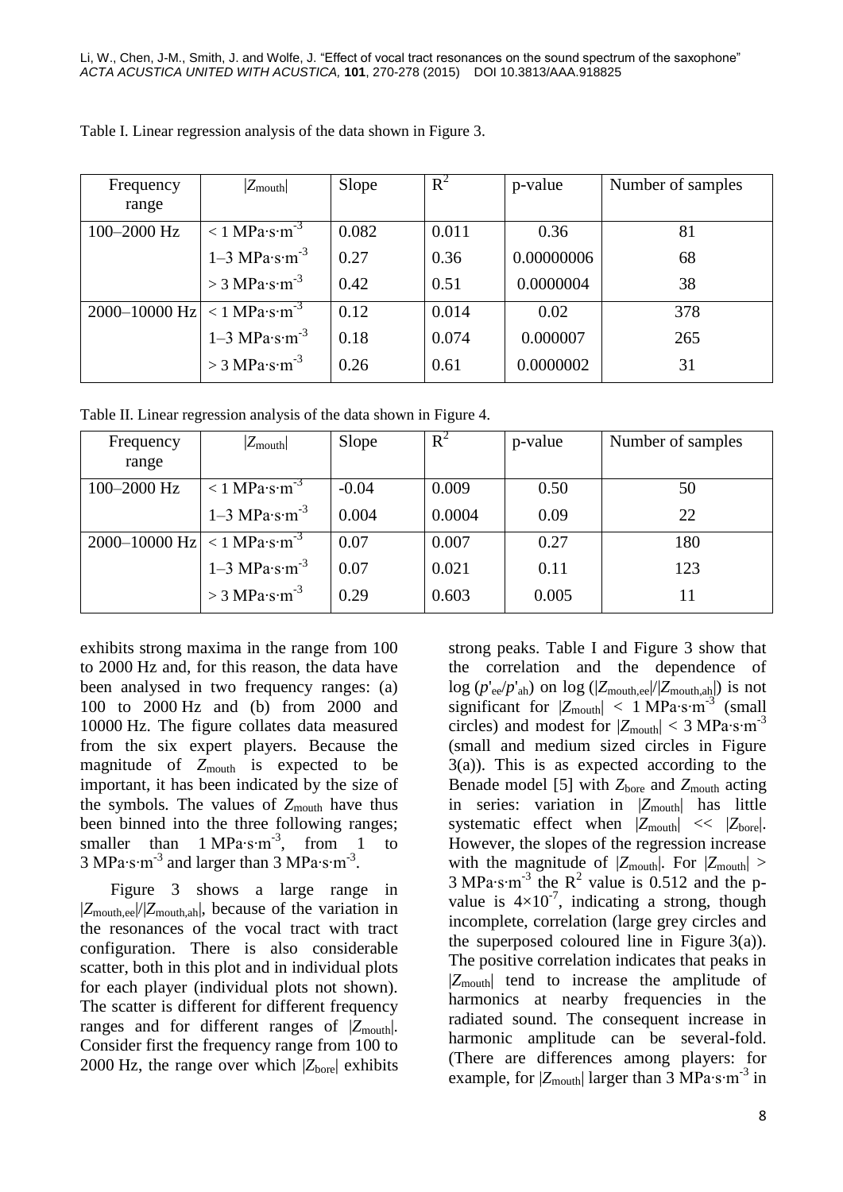Table I. Linear regression analysis of the data shown in Figure 3.

| Frequency range | $\|Z_{\text{mouth}}\|$ | Slope | $R^2$ | p-value | Number of samples |
|---|---|---|---|---|---|
| 100–2000 Hz | < 1 MPa·s·m$^{-3}$ | 0.082 | 0.011 | 0.36 | 81 |
| | 1–3 MPa·s·m$^{-3}$ | 0.27 | 0.36 | 0.00000006 | 68 |
| | > 3 MPa·s·m$^{-3}$ | 0.42 | 0.51 | 0.0000004 | 38 |
| 2000–10000 Hz | < 1 MPa·s·m$^{-3}$ | 0.12 | 0.014 | 0.02 | 378 |
| | 1–3 MPa·s·m$^{-3}$ | 0.18 | 0.074 | 0.000007 | 265 |
| | > 3 MPa·s·m$^{-3}$ | 0.26 | 0.61 | 0.0000002 | 31 |

Table II. Linear regression analysis of the data shown in Figure 4.

| Frequency range | $\|Z_{\text{mouth}}\|$ | Slope | $R^2$ | p-value | Number of samples |
|---|---|---|---|---|---|
| 100–2000 Hz | < 1 MPa·s·m$^{-3}$ | -0.04 | 0.009 | 0.50 | 50 |
| | 1–3 MPa·s·m$^{-3}$ | 0.004 | 0.0004 | 0.09 | 22 |
| 2000–10000 Hz | < 1 MPa·s·m$^{-3}$ | 0.07 | 0.007 | 0.27 | 180 |
| | 1–3 MPa·s·m$^{-3}$ | 0.07 | 0.021 | 0.11 | 123 |
| | > 3 MPa·s·m$^{-3}$ | 0.29 | 0.603 | 0.005 | 11 |

exhibits strong maxima in the range from 100 to 2000 Hz and, for this reason, the data have been analysed in two frequency ranges: (a) 100 to 2000 Hz and (b) from 2000 and 10000 Hz. The figure collates data measured from the six expert players. Because the magnitude of $Z_{\text{mouth}}$ is expected to be important, it has been indicated by the size of the symbols. The values of $Z_{\text{mouth}}$ have thus been binned into the three following ranges; smaller than 1 MPa·s·m$^{-3}$, from 1 to 3 MPa·s·m$^{-3}$ and larger than 3 MPa·s·m$^{-3}$.

Figure 3 shows a large range in $|Z_{\text{mouth,ee}}|/|Z_{\text{mouth,ah}}|$, because of the variation in the resonances of the vocal tract with tract configuration. There is also considerable scatter, both in this plot and in individual plots for each player (individual plots not shown). The scatter is different for different frequency ranges and for different ranges of $|Z_{\text{mouth}}|$. Consider first the frequency range from 100 to 2000 Hz, the range over which $|Z_{\text{bore}}|$ exhibits strong peaks. Table I and Figure 3 show that the correlation and the dependence of $\log(p'_{\text{ee}}/p'_{\text{ah}})$ on $\log(|Z_{\text{mouth,ee}}|/|Z_{\text{mouth,ah}}|)$ is not significant for $|Z_{\text{mouth}}|$ < 1 MPa·s·m$^{-3}$ (small circles) and modest for $|Z_{\text{mouth}}|$ < 3 MPa·s·m$^{-3}$ (small and medium sized circles in Figure 3(a)). This is as expected according to the Benade model [5] with $Z_{\text{bore}}$ and $Z_{\text{mouth}}$ acting in series: variation in $|Z_{\text{mouth}}|$ has little systematic effect when $|Z_{\text{mouth}}| << |Z_{\text{bore}}|$. However, the slopes of the regression increase with the magnitude of $|Z_{\text{mouth}}|$. For $|Z_{\text{mouth}}|$ > 3 MPa·s·m$^{-3}$ the $R^2$ value is 0.512 and the p-value is $4 \times 10^{-7}$, indicating a strong, though incomplete, correlation (large grey circles and the superposed coloured line in Figure 3(a)). The positive correlation indicates that peaks in $|Z_{\text{mouth}}|$ tend to increase the amplitude of harmonics at nearby frequencies in the radiated sound. The consequent increase in harmonic amplitude can be several-fold. (There are differences among players: for example, for $|Z_{\text{mouth}}|$ larger than 3 MPa·s·m$^{-3}$ in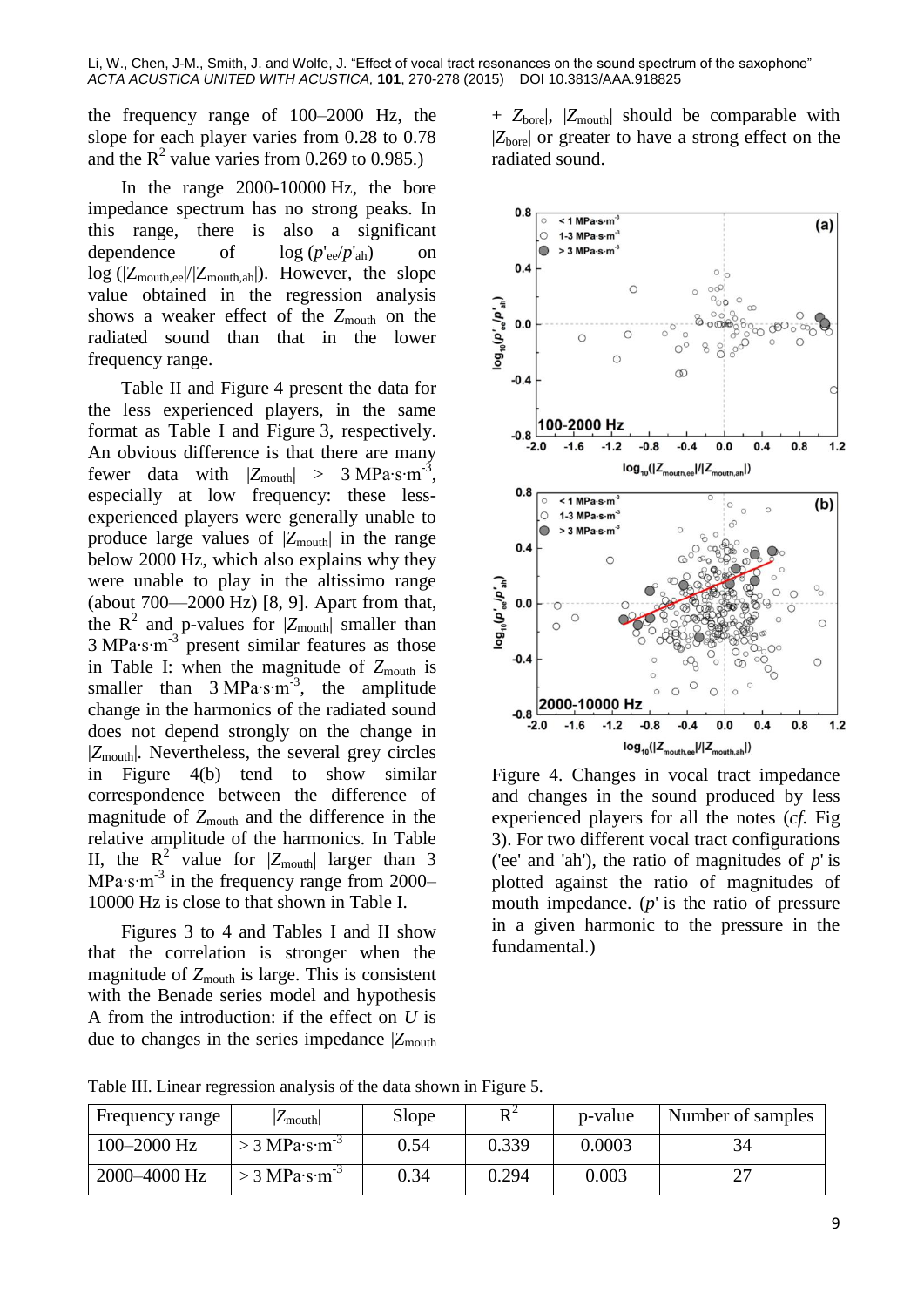the frequency range of 100–2000 Hz, the slope for each player varies from 0.28 to 0.78 and the $R^2$ value varies from 0.269 to 0.985.)

In the range 2000-10000 Hz, the bore impedance spectrum has no strong peaks. In this range, there is also a significant dependence of $\log(p'_{ee}/p'_{ah})$ on $\log(|Z_{mouth,ee}|/|Z_{mouth,ah}|)$. However, the slope value obtained in the regression analysis shows a weaker effect of the $Z_{mouth}$ on the radiated sound than that in the lower frequency range.

Table II and Figure 4 present the data for the less experienced players, in the same format as Table I and Figure 3, respectively. An obvious difference is that there are many fewer data with $|Z_{mouth}| > 3$ MPa·s·m$^{-3}$, especially at low frequency: these less-experienced players were generally unable to produce large values of $|Z_{mouth}|$ in the range below 2000 Hz, which also explains why they were unable to play in the altissimo range (about 700—2000 Hz) [8, 9]. Apart from that, the $R^2$ and p-values for $|Z_{mouth}|$ smaller than 3 MPa·s·m$^{-3}$ present similar features as those in Table I: when the magnitude of $Z_{mouth}$ is smaller than 3 MPa·s·m$^{-3}$, the amplitude change in the harmonics of the radiated sound does not depend strongly on the change in $|Z_{mouth}|$. Nevertheless, the several grey circles in Figure 4(b) tend to show similar correspondence between the difference of magnitude of $Z_{mouth}$ and the difference in the relative amplitude of the harmonics. In Table II, the $R^2$ value for $|Z_{mouth}|$ larger than 3 MPa·s·m$^{-3}$ in the frequency range from 2000–10000 Hz is close to that shown in Table I.

Figures 3 to 4 and Tables I and II show that the correlation is stronger when the magnitude of $Z_{mouth}$ is large. This is consistent with the Benade series model and hypothesis A from the introduction: if the effect on $U$ is due to changes in the series impedance $|Z_{mouth} + Z_{bore}|$, $|Z_{mouth}|$ should be comparable with $|Z_{bore}|$ or greater to have a strong effect on the radiated sound.

Figure 4. Changes in vocal tract impedance and changes in the sound produced by less experienced players for all the notes (*cf.* Fig 3). For two different vocal tract configurations ('ee' and 'ah'), the ratio of magnitudes of $p'$ is plotted against the ratio of magnitudes of mouth impedance. ($p'$ is the ratio of pressure in a given harmonic to the pressure in the fundamental.)

Table III. Linear regression analysis of the data shown in Figure 5.

| Frequency range | $\|Z_{mouth}\|$ | Slope | $R^2$ | p-value | Number of samples |
|---|---|---|---|---|---|
| 100–2000 Hz | > 3 MPa·s·m$^{-3}$ | 0.54 | 0.339 | 0.0003 | 34 |
| 2000–4000 Hz | > 3 MPa·s·m$^{-3}$ | 0.34 | 0.294 | 0.003 | 27 |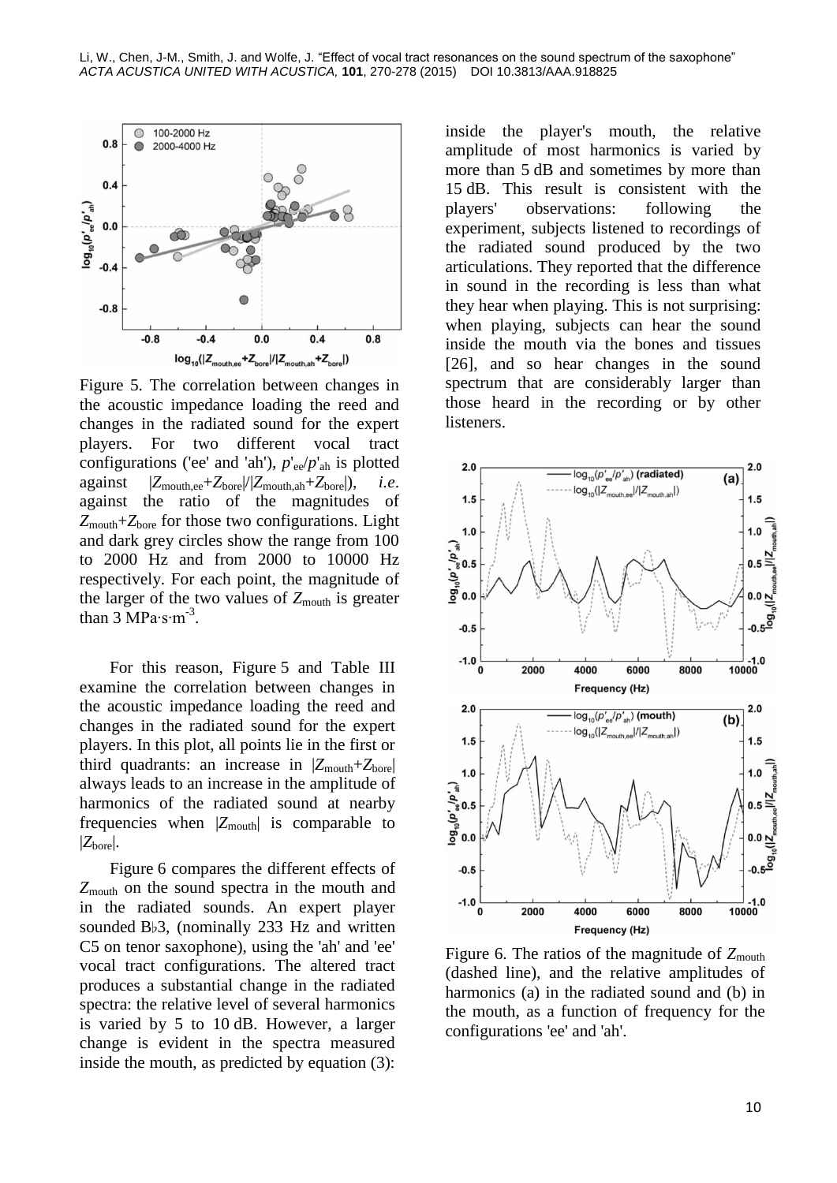Figure 5. The correlation between changes in the acoustic impedance loading the reed and changes in the radiated sound for the expert players. For two different vocal tract configurations ('ee' and 'ah'), $p'_{ee}/p'_{ah}$ is plotted against $|Z_{mouth,ee}+Z_{bore}|/|Z_{mouth,ah}+Z_{bore}|$), *i.e.* against the ratio of the magnitudes of $Z_{mouth}+Z_{bore}$ for those two configurations. Light and dark grey circles show the range from 100 to 2000 Hz and from 2000 to 10000 Hz respectively. For each point, the magnitude of the larger of the two values of $Z_{mouth}$ is greater than 3 MPa·s·m$^{-3}$.

For this reason, Figure 5 and Table III examine the correlation between changes in the acoustic impedance loading the reed and changes in the radiated sound for the expert players. In this plot, all points lie in the first or third quadrants: an increase in $|Z_{mouth}+Z_{bore}|$ always leads to an increase in the amplitude of harmonics of the radiated sound at nearby frequencies when $|Z_{mouth}|$ is comparable to $|Z_{bore}|$.

Figure 6 compares the different effects of $Z_{mouth}$ on the sound spectra in the mouth and in the radiated sounds. An expert player sounded B♭3, (nominally 233 Hz and written C5 on tenor saxophone), using the 'ah' and 'ee' vocal tract configurations. The altered tract produces a substantial change in the radiated spectra: the relative level of several harmonics is varied by 5 to 10 dB. However, a larger change is evident in the spectra measured inside the mouth, as predicted by equation (3): inside the player's mouth, the relative amplitude of most harmonics is varied by more than 5 dB and sometimes by more than 15 dB. This result is consistent with the players' observations: following the experiment, subjects listened to recordings of the radiated sound produced by the two articulations. They reported that the difference in sound in the recording is less than what they hear when playing. This is not surprising: when playing, subjects can hear the sound inside the mouth via the bones and tissues [26], and so hear changes in the sound spectrum that are considerably larger than those heard in the recording or by other listeners.

Figure 6. The ratios of the magnitude of $Z_{mouth}$ (dashed line), and the relative amplitudes of harmonics (a) in the radiated sound and (b) in the mouth, as a function of frequency for the configurations 'ee' and 'ah'.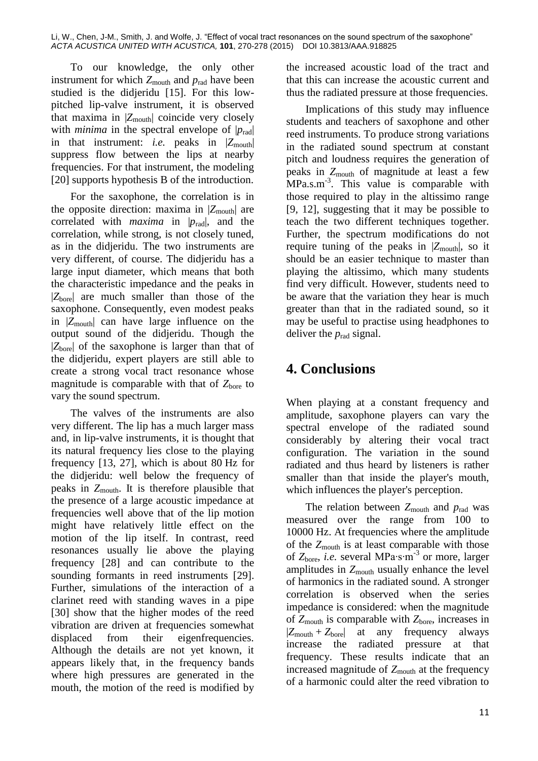To our knowledge, the only other instrument for which $Z_{\text{mouth}}$ and $p_{\text{rad}}$ have been studied is the didjeridu [15]. For this low-pitched lip-valve instrument, it is observed that maxima in $|Z_{\text{mouth}}|$ coincide very closely with *minima* in the spectral envelope of $|p_{\text{rad}}|$ in that instrument: *i.e.* peaks in $|Z_{\text{mouth}}|$ suppress flow between the lips at nearby frequencies. For that instrument, the modeling [20] supports hypothesis B of the introduction.

For the saxophone, the correlation is in the opposite direction: maxima in $|Z_{\text{mouth}}|$ are correlated with *maxima* in $|p_{\text{rad}}|$, and the correlation, while strong, is not closely tuned, as in the didjeridu. The two instruments are very different, of course. The didjeridu has a large input diameter, which means that both the characteristic impedance and the peaks in $|Z_{\text{bore}}|$ are much smaller than those of the saxophone. Consequently, even modest peaks in $|Z_{\text{mouth}}|$ can have large influence on the output sound of the didjeridu. Though the $|Z_{\text{bore}}|$ of the saxophone is larger than that of the didjeridu, expert players are still able to create a strong vocal tract resonance whose magnitude is comparable with that of $Z_{\text{bore}}$ to vary the sound spectrum.

The valves of the instruments are also very different. The lip has a much larger mass and, in lip-valve instruments, it is thought that its natural frequency lies close to the playing frequency [13, 27], which is about 80 Hz for the didjeridu: well below the frequency of peaks in $Z_{\text{mouth}}$. It is therefore plausible that the presence of a large acoustic impedance at frequencies well above that of the lip motion might have relatively little effect on the motion of the lip itself. In contrast, reed resonances usually lie above the playing frequency [28] and can contribute to the sounding formants in reed instruments [29]. Further, simulations of the interaction of a clarinet reed with standing waves in a pipe [30] show that the higher modes of the reed vibration are driven at frequencies somewhat displaced from their eigenfrequencies. Although the details are not yet known, it appears likely that, in the frequency bands where high pressures are generated in the mouth, the motion of the reed is modified by the increased acoustic load of the tract and that this can increase the acoustic current and thus the radiated pressure at those frequencies.

Implications of this study may influence students and teachers of saxophone and other reed instruments. To produce strong variations in the radiated sound spectrum at constant pitch and loudness requires the generation of peaks in $Z_{\text{mouth}}$ of magnitude at least a few $\text{MPa.s.m}^{-3}$. This value is comparable with those required to play in the altissimo range [9, 12], suggesting that it may be possible to teach the two different techniques together. Further, the spectrum modifications do not require tuning of the peaks in $|Z_{\text{mouth}}|$, so it should be an easier technique to master than playing the altissimo, which many students find very difficult. However, students need to be aware that the variation they hear is much greater than that in the radiated sound, so it may be useful to practise using headphones to deliver the $p_{\text{rad}}$ signal.

# 4. Conclusions

When playing at a constant frequency and amplitude, saxophone players can vary the spectral envelope of the radiated sound considerably by altering their vocal tract configuration. The variation in the sound radiated and thus heard by listeners is rather smaller than that inside the player's mouth, which influences the player's perception.

The relation between $Z_{\text{mouth}}$ and $p_{\text{rad}}$ was measured over the range from 100 to 10000 Hz. At frequencies where the amplitude of the $Z_{\text{mouth}}$ is at least comparable with those of $Z_{\text{bore}}$, *i.e.* several $\text{MPa·s·m}^{-3}$ or more, larger amplitudes in $Z_{\text{mouth}}$ usually enhance the level of harmonics in the radiated sound. A stronger correlation is observed when the series impedance is considered: when the magnitude of $Z_{\text{mouth}}$ is comparable with $Z_{\text{bore}}$, increases in $|Z_{\text{mouth}} + Z_{\text{bore}}|$ at any frequency always increase the radiated pressure at that frequency. These results indicate that an increased magnitude of $Z_{\text{mouth}}$ at the frequency of a harmonic could alter the reed vibration to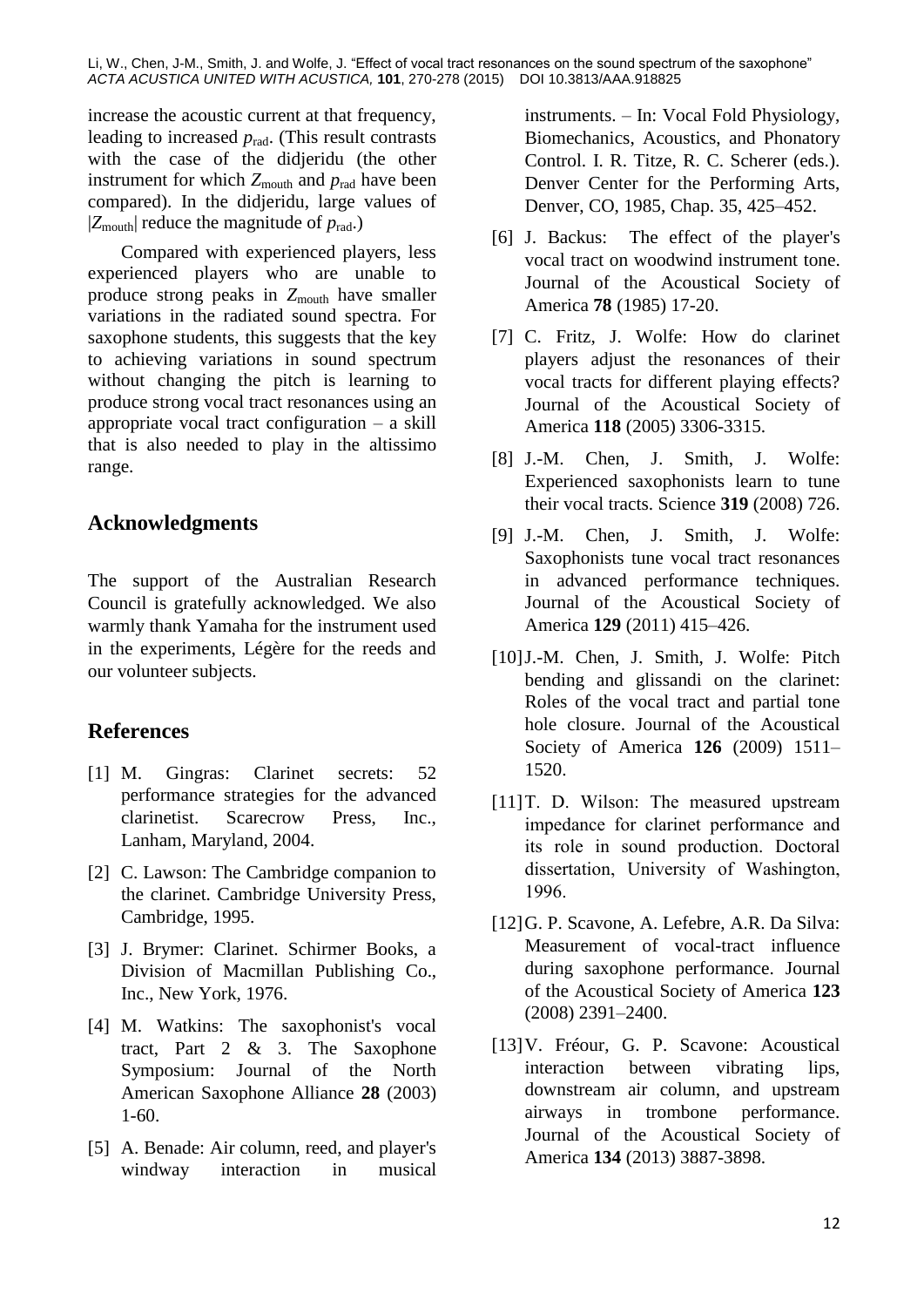increase the acoustic current at that frequency, leading to increased $p_{rad}$. (This result contrasts with the case of the didjeridu (the other instrument for which $Z_{mouth}$ and $p_{rad}$ have been compared). In the didjeridu, large values of $|Z_{mouth}|$ reduce the magnitude of $p_{rad}$.)

Compared with experienced players, less experienced players who are unable to produce strong peaks in $Z_{mouth}$ have smaller variations in the radiated sound spectra. For saxophone students, this suggests that the key to achieving variations in sound spectrum without changing the pitch is learning to produce strong vocal tract resonances using an appropriate vocal tract configuration – a skill that is also needed to play in the altissimo range.

## Acknowledgments

The support of the Australian Research Council is gratefully acknowledged. We also warmly thank Yamaha for the instrument used in the experiments, Légère for the reeds and our volunteer subjects.

## References

[1] M. Gingras: Clarinet secrets: 52 performance strategies for the advanced clarinetist. Scarecrow Press, Inc., Lanham, Maryland, 2004.

[2] C. Lawson: The Cambridge companion to the clarinet. Cambridge University Press, Cambridge, 1995.

[3] J. Brymer: Clarinet. Schirmer Books, a Division of Macmillan Publishing Co., Inc., New York, 1976.

[4] M. Watkins: The saxophonist's vocal tract, Part 2 & 3. The Saxophone Symposium: Journal of the North American Saxophone Alliance **28** (2003) 1-60.

[5] A. Benade: Air column, reed, and player's windway interaction in musical instruments. – In: Vocal Fold Physiology, Biomechanics, Acoustics, and Phonatory Control. I. R. Titze, R. C. Scherer (eds.). Denver Center for the Performing Arts, Denver, CO, 1985, Chap. 35, 425–452.

[6] J. Backus: The effect of the player's vocal tract on woodwind instrument tone. Journal of the Acoustical Society of America **78** (1985) 17-20.

[7] C. Fritz, J. Wolfe: How do clarinet players adjust the resonances of their vocal tracts for different playing effects? Journal of the Acoustical Society of America **118** (2005) 3306-3315.

[8] J.-M. Chen, J. Smith, J. Wolfe: Experienced saxophonists learn to tune their vocal tracts. Science **319** (2008) 726.

[9] J.-M. Chen, J. Smith, J. Wolfe: Saxophonists tune vocal tract resonances in advanced performance techniques. Journal of the Acoustical Society of America **129** (2011) 415–426.

[10] J.-M. Chen, J. Smith, J. Wolfe: Pitch bending and glissandi on the clarinet: Roles of the vocal tract and partial tone hole closure. Journal of the Acoustical Society of America **126** (2009) 1511–1520.

[11] T. D. Wilson: The measured upstream impedance for clarinet performance and its role in sound production. Doctoral dissertation, University of Washington, 1996.

[12] G. P. Scavone, A. Lefebre, A.R. Da Silva: Measurement of vocal-tract influence during saxophone performance. Journal of the Acoustical Society of America **123** (2008) 2391–2400.

[13] V. Fréour, G. P. Scavone: Acoustical interaction between vibrating lips, downstream air column, and upstream airways in trombone performance. Journal of the Acoustical Society of America **134** (2013) 3887-3898.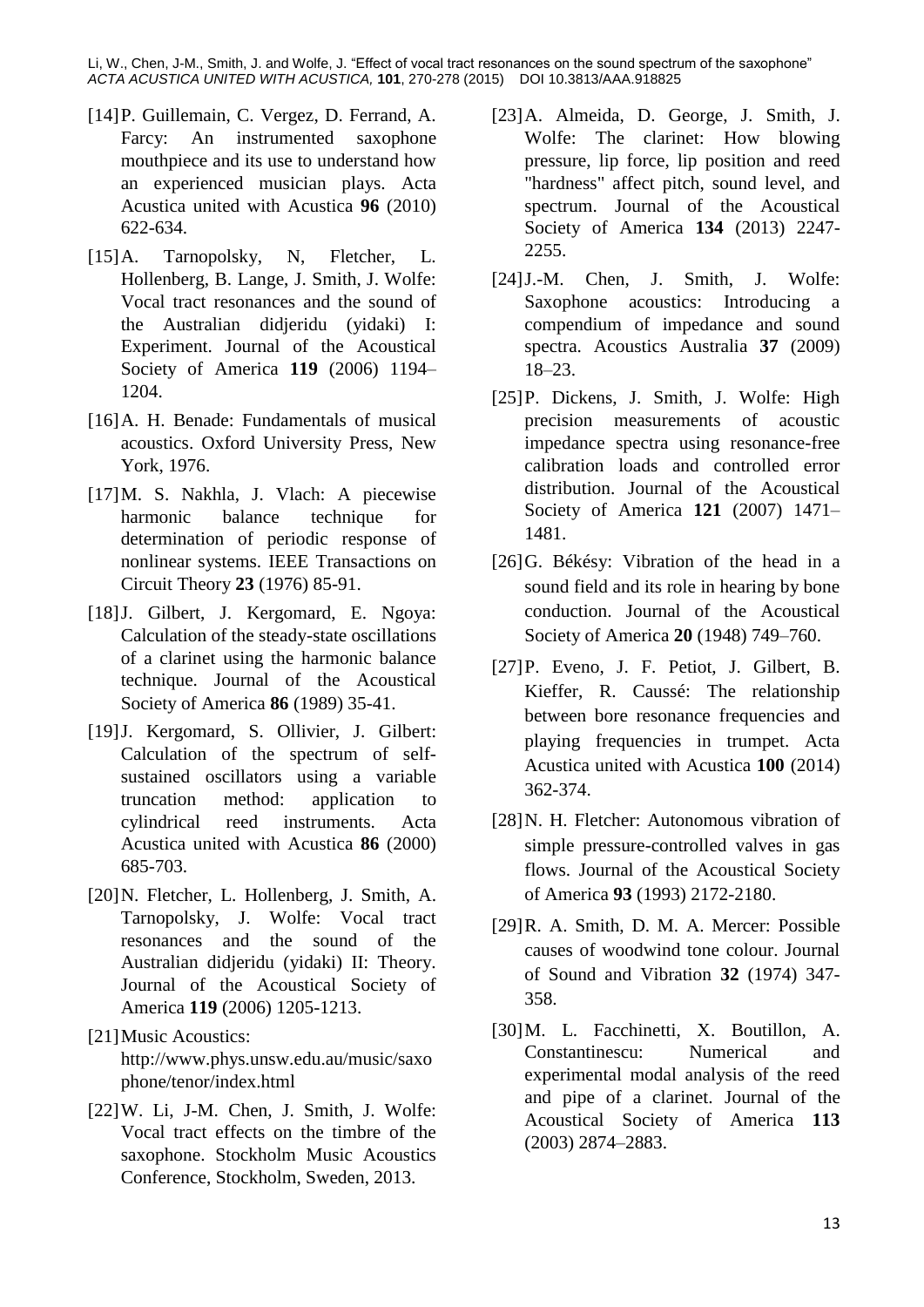[14] P. Guillemain, C. Vergez, D. Ferrand, A. Farcy: An instrumented saxophone mouthpiece and its use to understand how an experienced musician plays. Acta Acustica united with Acustica **96** (2010) 622-634.

[15] A. Tarnopolsky, N, Fletcher, L. Hollenberg, B. Lange, J. Smith, J. Wolfe: Vocal tract resonances and the sound of the Australian didjeridu (yidaki) I: Experiment. Journal of the Acoustical Society of America **119** (2006) 1194–1204.

[16] A. H. Benade: Fundamentals of musical acoustics. Oxford University Press, New York, 1976.

[17] M. S. Nakhla, J. Vlach: A piecewise harmonic balance technique for determination of periodic response of nonlinear systems. IEEE Transactions on Circuit Theory **23** (1976) 85-91.

[18] J. Gilbert, J. Kergomard, E. Ngoya: Calculation of the steady-state oscillations of a clarinet using the harmonic balance technique. Journal of the Acoustical Society of America **86** (1989) 35-41.

[19] J. Kergomard, S. Ollivier, J. Gilbert: Calculation of the spectrum of self-sustained oscillators using a variable truncation method: application to cylindrical reed instruments. Acta Acustica united with Acustica **86** (2000) 685-703.

[20] N. Fletcher, L. Hollenberg, J. Smith, A. Tarnopolsky, J. Wolfe: Vocal tract resonances and the sound of the Australian didjeridu (yidaki) II: Theory. Journal of the Acoustical Society of America **119** (2006) 1205-1213.

[21] Music Acoustics: http://www.phys.unsw.edu.au/music/saxophone/tenor/index.html

[22] W. Li, J-M. Chen, J. Smith, J. Wolfe: Vocal tract effects on the timbre of the saxophone. Stockholm Music Acoustics Conference, Stockholm, Sweden, 2013.

[23] A. Almeida, D. George, J. Smith, J. Wolfe: The clarinet: How blowing pressure, lip force, lip position and reed "hardness" affect pitch, sound level, and spectrum. Journal of the Acoustical Society of America **134** (2013) 2247-2255.

[24] J.-M. Chen, J. Smith, J. Wolfe: Saxophone acoustics: Introducing a compendium of impedance and sound spectra. Acoustics Australia **37** (2009) 18–23.

[25] P. Dickens, J. Smith, J. Wolfe: High precision measurements of acoustic impedance spectra using resonance-free calibration loads and controlled error distribution. Journal of the Acoustical Society of America **121** (2007) 1471–1481.

[26] G. Békésy: Vibration of the head in a sound field and its role in hearing by bone conduction. Journal of the Acoustical Society of America **20** (1948) 749–760.

[27] P. Eveno, J. F. Petiot, J. Gilbert, B. Kieffer, R. Caussé: The relationship between bore resonance frequencies and playing frequencies in trumpet. Acta Acustica united with Acustica **100** (2014) 362-374.

[28] N. H. Fletcher: Autonomous vibration of simple pressure-controlled valves in gas flows. Journal of the Acoustical Society of America **93** (1993) 2172-2180.

[29] R. A. Smith, D. M. A. Mercer: Possible causes of woodwind tone colour. Journal of Sound and Vibration **32** (1974) 347-358.

[30] M. L. Facchinetti, X. Boutillon, A. Constantinescu: Numerical and experimental modal analysis of the reed and pipe of a clarinet. Journal of the Acoustical Society of America **113** (2003) 2874–2883.